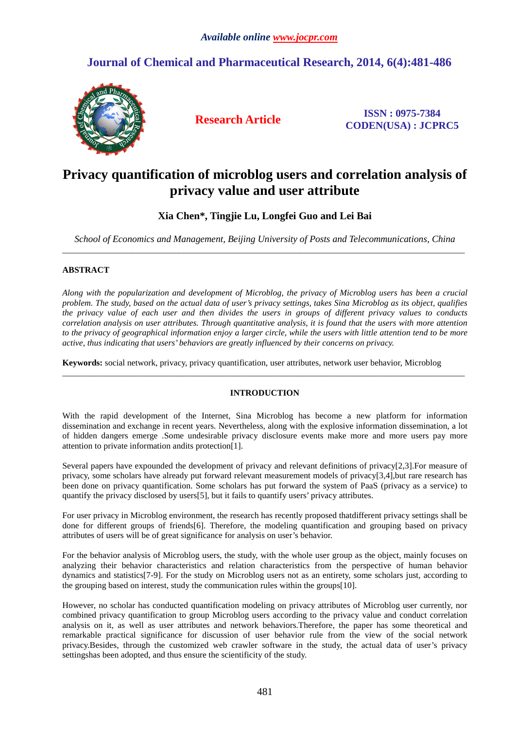*Available online www.jocpr.com*

**Journal of Chemical and Pharmaceutical Research, 2014, 6(4):481-486**

**Research Article**

**ISSN : 0975-7384**
**CODEN(USA) : JCPRC5**

# Privacy quantification of microblog users and correlation analysis of privacy value and user attribute

**Xia Chen\*, Tingjie Lu, Longfei Guo and Lei Bai**

*School of Economics and Management, Beijing University of Posts and Telecommunications, China*

---

## ABSTRACT

*Along with the popularization and development of Microblog, the privacy of Microblog users has been a crucial problem. The study, based on the actual data of user's privacy settings, takes Sina Microblog as its object, qualifies the privacy value of each user and then divides the users in groups of different privacy values to conducts correlation analysis on user attributes. Through quantitative analysis, it is found that the users with more attention to the privacy of geographical information enjoy a larger circle, while the users with little attention tend to be more active, thus indicating that users' behaviors are greatly influenced by their concerns on privacy.*

**Keywords:** social network, privacy, privacy quantification, user attributes, network user behavior, Microblog

---

## INTRODUCTION

With the rapid development of the Internet, Sina Microblog has become a new platform for information dissemination and exchange in recent years. Nevertheless, along with the explosive information dissemination, a lot of hidden dangers emerge .Some undesirable privacy disclosure events make more and more users pay more attention to private information andits protection[1].

Several papers have expounded the development of privacy and relevant definitions of privacy[2,3].For measure of privacy, some scholars have already put forward relevant measurement models of privacy[3,4],but rare research has been done on privacy quantification. Some scholars has put forward the system of PaaS (privacy as a service) to quantify the privacy disclosed by users[5], but it fails to quantify users' privacy attributes.

For user privacy in Microblog environment, the research has recently proposed thatdifferent privacy settings shall be done for different groups of friends[6]. Therefore, the modeling quantification and grouping based on privacy attributes of users will be of great significance for analysis on user's behavior.

For the behavior analysis of Microblog users, the study, with the whole user group as the object, mainly focuses on analyzing their behavior characteristics and relation characteristics from the perspective of human behavior dynamics and statistics[7-9]. For the study on Microblog users not as an entirety, some scholars just, according to the grouping based on interest, study the communication rules within the groups[10].

However, no scholar has conducted quantification modeling on privacy attributes of Microblog user currently, nor combined privacy quantification to group Microblog users according to the privacy value and conduct correlation analysis on it, as well as user attributes and network behaviors.Therefore, the paper has some theoretical and remarkable practical significance for discussion of user behavior rule from the view of the social network privacy.Besides, through the customized web crawler software in the study, the actual data of user's privacy settingshas been adopted, and thus ensure the scientificity of the study.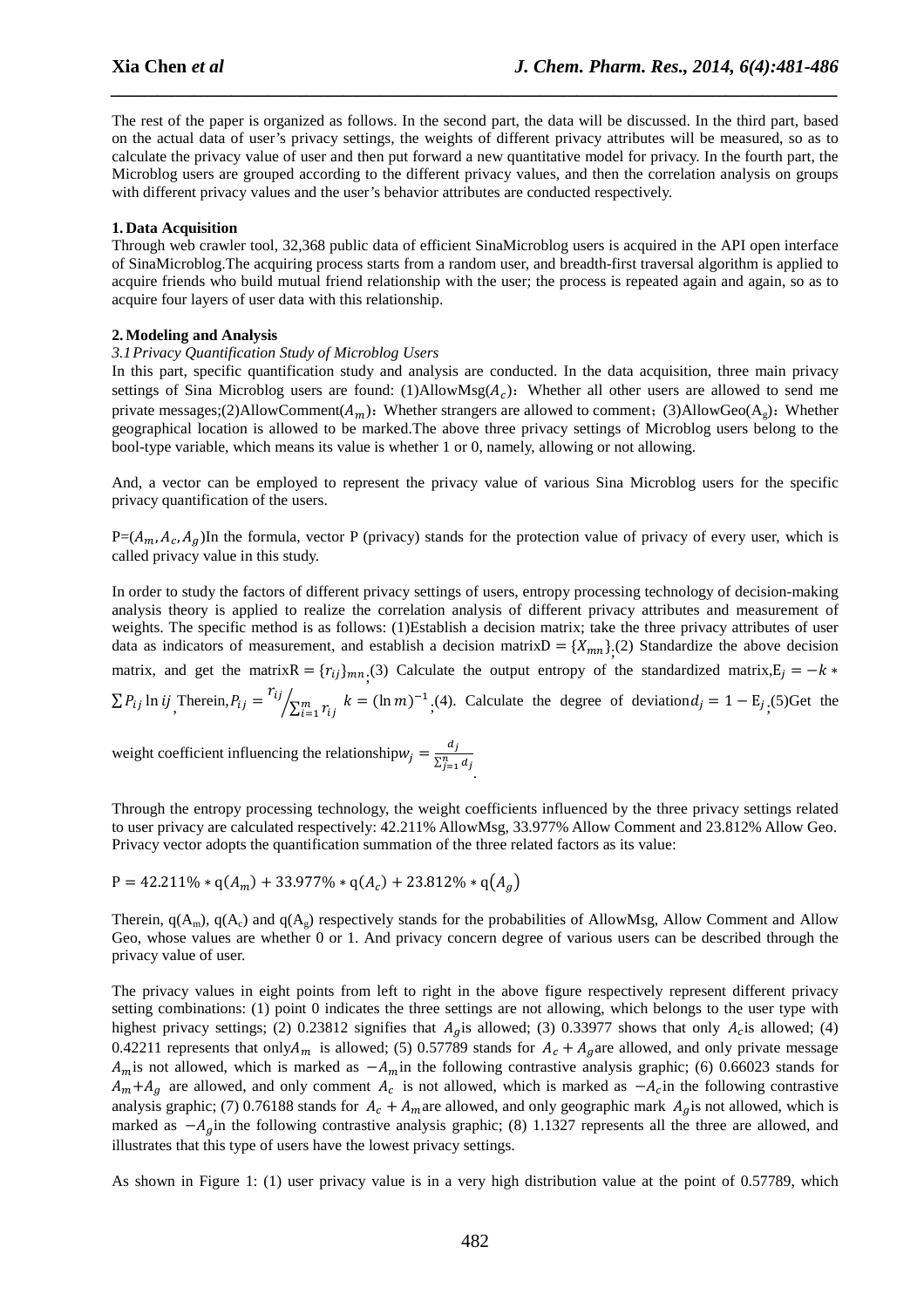The rest of the paper is organized as follows. In the second part, the data will be discussed. In the third part, based on the actual data of user's privacy settings, the weights of different privacy attributes will be measured, so as to calculate the privacy value of user and then put forward a new quantitative model for privacy. In the fourth part, the Microblog users are grouped according to the different privacy values, and then the correlation analysis on groups with different privacy values and the user's behavior attributes are conducted respectively.

**1. Data Acquisition**

Through web crawler tool, 32,368 public data of efficient SinaMicroblog users is acquired in the API open interface of SinaMicroblog.The acquiring process starts from a random user, and breadth-first traversal algorithm is applied to acquire friends who build mutual friend relationship with the user; the process is repeated again and again, so as to acquire four layers of user data with this relationship.

**2. Modeling and Analysis**

*3.1 Privacy Quantification Study of Microblog Users*

In this part, specific quantification study and analysis are conducted. In the data acquisition, three main privacy settings of Sina Microblog users are found: (1)AllowMsg($A_c$)：Whether all other users are allowed to send me private messages;(2)AllowComment($A_m$)：Whether strangers are allowed to comment；(3)AllowGeo($A_g$)：Whether geographical location is allowed to be marked.The above three privacy settings of Microblog users belong to the bool-type variable, which means its value is whether 1 or 0, namely, allowing or not allowing.

And, a vector can be employed to represent the privacy value of various Sina Microblog users for the specific privacy quantification of the users.

P=($A_m, A_c, A_g$)In the formula, vector P (privacy) stands for the protection value of privacy of every user, which is called privacy value in this study.

In order to study the factors of different privacy settings of users, entropy processing technology of decision-making analysis theory is applied to realize the correlation analysis of different privacy attributes and measurement of weights. The specific method is as follows: (1)Establish a decision matrix; take the three privacy attributes of user data as indicators of measurement, and establish a decision matrix$D = \{X_{mn}\}$;(2) Standardize the above decision matrix, and get the matrix$R = \{r_{ij}\}_{mn}$;(3) Calculate the output entropy of the standardized matrix,$E_j = -k * \sum P_{ij} \ln ij$,Therein,$P_{ij} = {r_{ij}}/{\sum_{i=1}^{m} r_{ij}}$ $k = (\ln m)^{-1}$;(4). Calculate the degree of deviation$d_j = 1 - E_j$;(5)Get the weight coefficient influencing the relationship$w_j = \frac{d_j}{\sum_{j=1}^{n} d_j}$.

Through the entropy processing technology, the weight coefficients influenced by the three privacy settings related to user privacy are calculated respectively: 42.211% AllowMsg, 33.977% Allow Comment and 23.812% Allow Geo. Privacy vector adopts the quantification summation of the three related factors as its value:

$$P = 42.211\% * q(A_m) + 33.977\% * q(A_c) + 23.812\% * q(A_g)$$

Therein, $q(A_m)$, $q(A_c)$ and $q(A_g)$ respectively stands for the probabilities of AllowMsg, Allow Comment and Allow Geo, whose values are whether 0 or 1. And privacy concern degree of various users can be described through the privacy value of user.

The privacy values in eight points from left to right in the above figure respectively represent different privacy setting combinations: (1) point 0 indicates the three settings are not allowing, which belongs to the user type with highest privacy settings; (2) 0.23812 signifies that $A_g$is allowed; (3) 0.33977 shows that only $A_c$is allowed; (4) 0.42211 represents that only$A_m$ is allowed; (5) 0.57789 stands for $A_c + A_g$are allowed, and only private message $A_m$is not allowed, which is marked as $-A_m$in the following contrastive analysis graphic; (6) 0.66023 stands for $A_m$+$A_g$ are allowed, and only comment $A_c$ is not allowed, which is marked as $-A_c$in the following contrastive analysis graphic; (7) 0.76188 stands for $A_c + A_m$are allowed, and only geographic mark $A_g$is not allowed, which is marked as $-A_g$in the following contrastive analysis graphic; (8) 1.1327 represents all the three are allowed, and illustrates that this type of users have the lowest privacy settings.

As shown in Figure 1: (1) user privacy value is in a very high distribution value at the point of 0.57789, which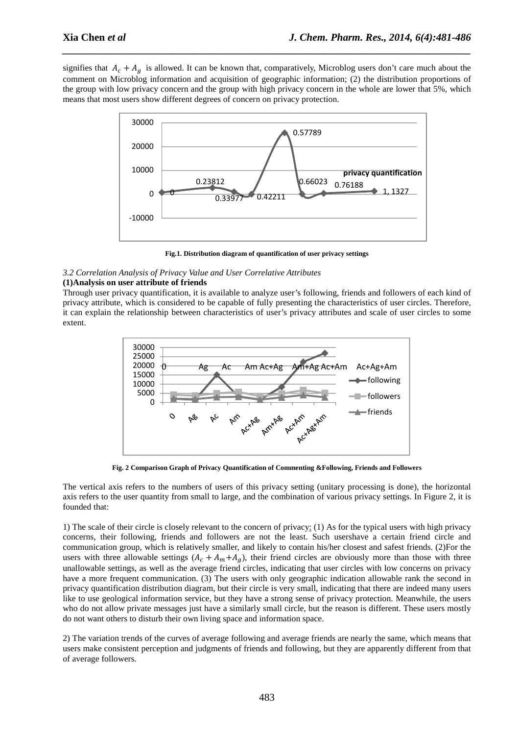signifies that $A_c + A_g$ is allowed. It can be known that, comparatively, Microblog users don't care much about the comment on Microblog information and acquisition of geographic information; (2) the distribution proportions of the group with low privacy concern and the group with high privacy concern in the whole are lower that 5%, which means that most users show different degrees of concern on privacy protection.

**Fig.1. Distribution diagram of quantification of user privacy settings**

*3.2 Correlation Analysis of Privacy Value and User Correlative Attributes*

**(1)Analysis on user attribute of friends**

Through user privacy quantification, it is available to analyze user's following, friends and followers of each kind of privacy attribute, which is considered to be capable of fully presenting the characteristics of user circles. Therefore, it can explain the relationship between characteristics of user's privacy attributes and scale of user circles to some extent.

**Fig. 2 Comparison Graph of Privacy Quantification of Commenting &Following, Friends and Followers**

The vertical axis refers to the numbers of users of this privacy setting (unitary processing is done), the horizontal axis refers to the user quantity from small to large, and the combination of various privacy settings. In Figure 2, it is founded that:

1) The scale of their circle is closely relevant to the concern of privacy: (1) As for the typical users with high privacy concerns, their following, friends and followers are not the least. Such usershave a certain friend circle and communication group, which is relatively smaller, and likely to contain his/her closest and safest friends. (2)For the users with three allowable settings ($A_c + A_m + A_g$), their friend circles are obviously more than those with three unallowable settings, as well as the average friend circles, indicating that user circles with low concerns on privacy have a more frequent communication. (3) The users with only geographic indication allowable rank the second in privacy quantification distribution diagram, but their circle is very small, indicating that there are indeed many users like to use geological information service, but they have a strong sense of privacy protection. Meanwhile, the users who do not allow private messages just have a similarly small circle, but the reason is different. These users mostly do not want others to disturb their own living space and information space.

2) The variation trends of the curves of average following and average friends are nearly the same, which means that users make consistent perception and judgments of friends and following, but they are apparently different from that of average followers.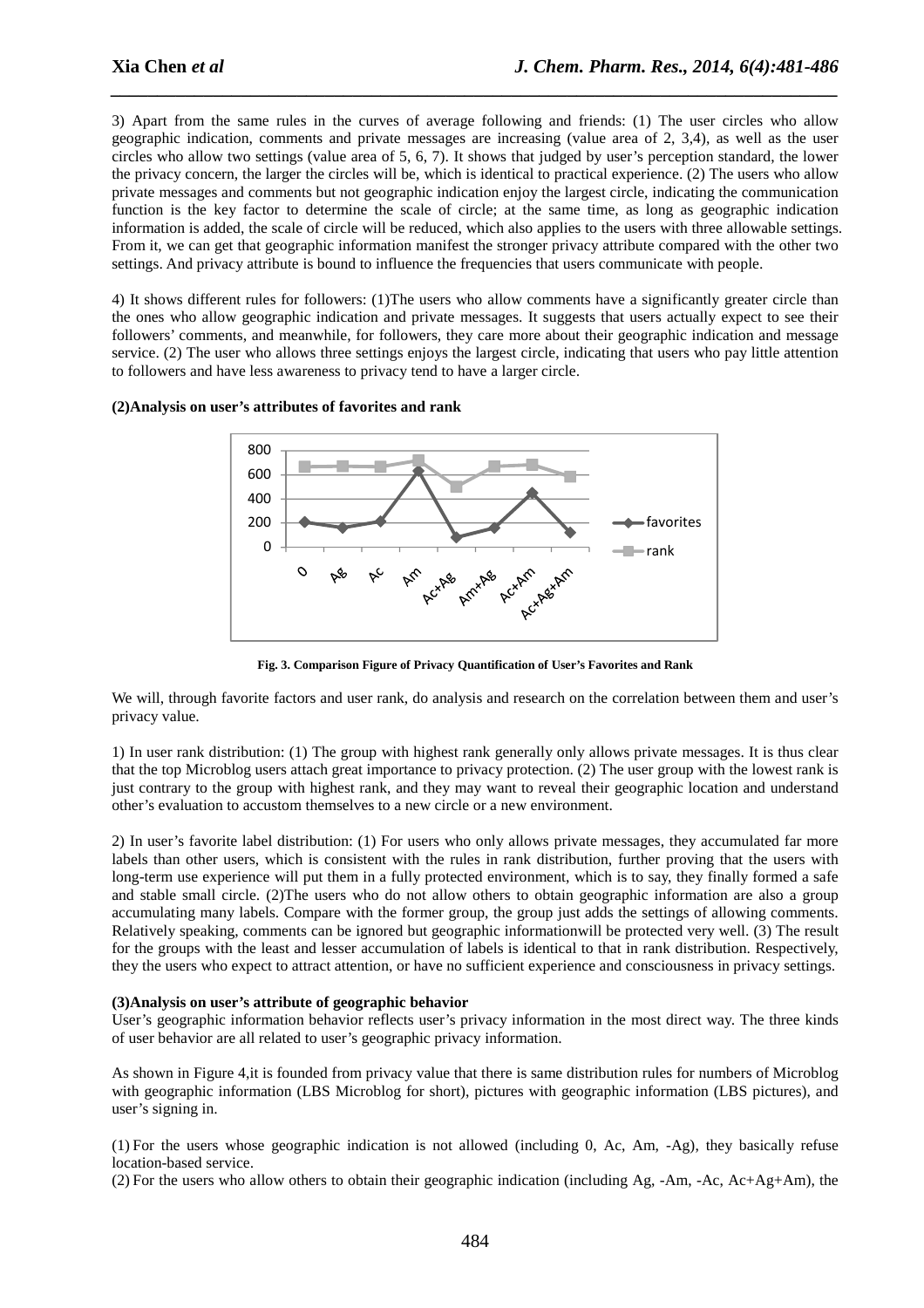3) Apart from the same rules in the curves of average following and friends: (1) The user circles who allow geographic indication, comments and private messages are increasing (value area of 2, 3,4), as well as the user circles who allow two settings (value area of 5, 6, 7). It shows that judged by user's perception standard, the lower the privacy concern, the larger the circles will be, which is identical to practical experience. (2) The users who allow private messages and comments but not geographic indication enjoy the largest circle, indicating the communication function is the key factor to determine the scale of circle; at the same time, as long as geographic indication information is added, the scale of circle will be reduced, which also applies to the users with three allowable settings. From it, we can get that geographic information manifest the stronger privacy attribute compared with the other two settings. And privacy attribute is bound to influence the frequencies that users communicate with people.

4) It shows different rules for followers: (1)The users who allow comments have a significantly greater circle than the ones who allow geographic indication and private messages. It suggests that users actually expect to see their followers' comments, and meanwhile, for followers, they care more about their geographic indication and message service. (2) The user who allows three settings enjoys the largest circle, indicating that users who pay little attention to followers and have less awareness to privacy tend to have a larger circle.

**(2)Analysis on user's attributes of favorites and rank**

**Fig. 3. Comparison Figure of Privacy Quantification of User's Favorites and Rank**

We will, through favorite factors and user rank, do analysis and research on the correlation between them and user's privacy value.

1) In user rank distribution: (1) The group with highest rank generally only allows private messages. It is thus clear that the top Microblog users attach great importance to privacy protection. (2) The user group with the lowest rank is just contrary to the group with highest rank, and they may want to reveal their geographic location and understand other's evaluation to accustom themselves to a new circle or a new environment.

2) In user's favorite label distribution: (1) For users who only allows private messages, they accumulated far more labels than other users, which is consistent with the rules in rank distribution, further proving that the users with long-term use experience will put them in a fully protected environment, which is to say, they finally formed a safe and stable small circle. (2)The users who do not allow others to obtain geographic information are also a group accumulating many labels. Compare with the former group, the group just adds the settings of allowing comments. Relatively speaking, comments can be ignored but geographic informationwill be protected very well. (3) The result for the groups with the least and lesser accumulation of labels is identical to that in rank distribution. Respectively, they the users who expect to attract attention, or have no sufficient experience and consciousness in privacy settings.

**(3)Analysis on user's attribute of geographic behavior**

User's geographic information behavior reflects user's privacy information in the most direct way. The three kinds of user behavior are all related to user's geographic privacy information.

As shown in Figure 4,it is founded from privacy value that there is same distribution rules for numbers of Microblog with geographic information (LBS Microblog for short), pictures with geographic information (LBS pictures), and user's signing in.

(1) For the users whose geographic indication is not allowed (including 0, Ac, Am, -Ag), they basically refuse location-based service.

(2) For the users who allow others to obtain their geographic indication (including Ag, -Am, -Ac, Ac+Ag+Am), the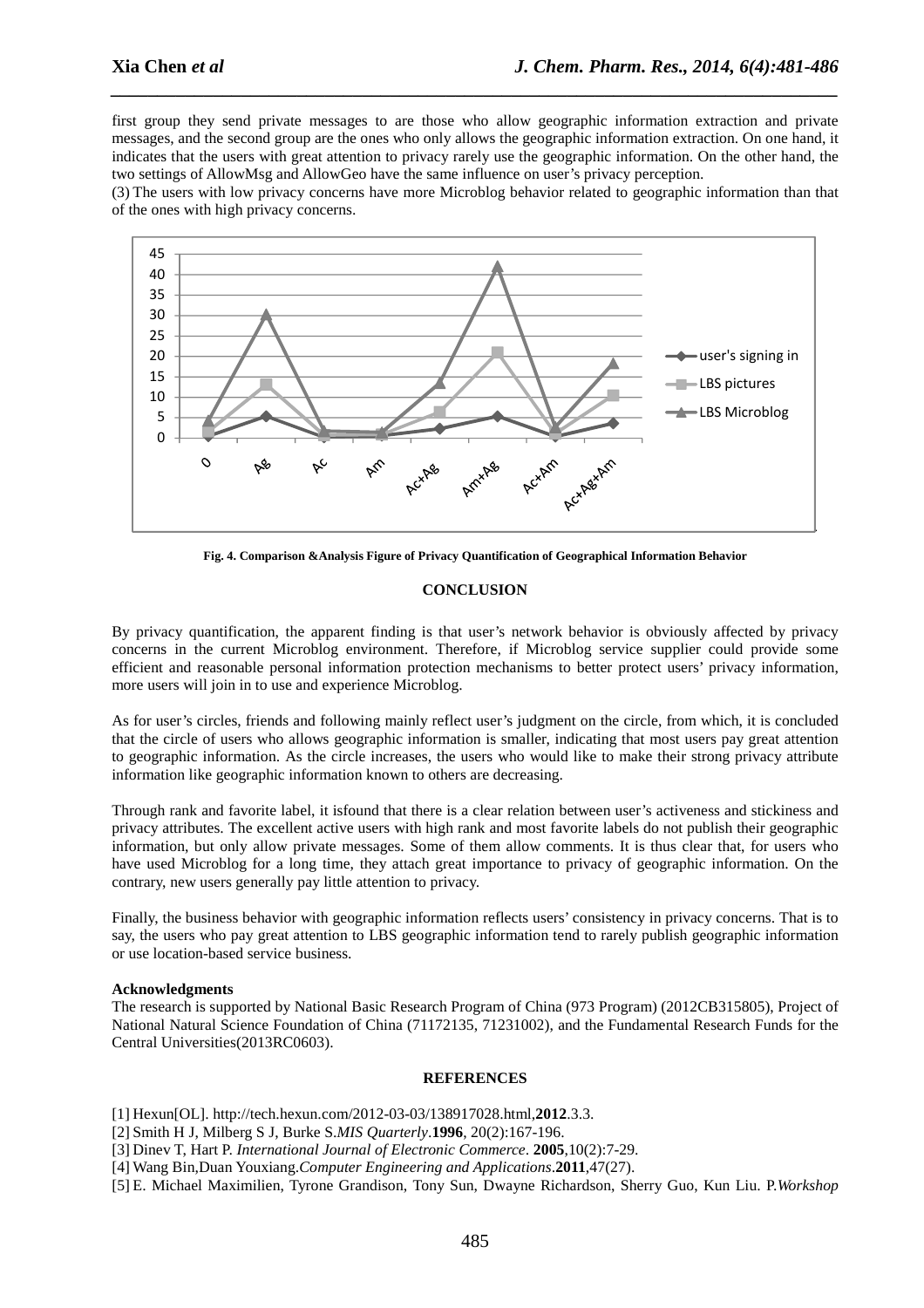first group they send private messages to are those who allow geographic information extraction and private messages, and the second group are the ones who only allows the geographic information extraction. On one hand, it indicates that the users with great attention to privacy rarely use the geographic information. On the other hand, the two settings of AllowMsg and AllowGeo have the same influence on user's privacy perception.

(3) The users with low privacy concerns have more Microblog behavior related to geographic information than that of the ones with high privacy concerns.

**Fig. 4. Comparison &Analysis Figure of Privacy Quantification of Geographical Information Behavior**

## CONCLUSION

By privacy quantification, the apparent finding is that user's network behavior is obviously affected by privacy concerns in the current Microblog environment. Therefore, if Microblog service supplier could provide some efficient and reasonable personal information protection mechanisms to better protect users' privacy information, more users will join in to use and experience Microblog.

As for user's circles, friends and following mainly reflect user's judgment on the circle, from which, it is concluded that the circle of users who allows geographic information is smaller, indicating that most users pay great attention to geographic information. As the circle increases, the users who would like to make their strong privacy attribute information like geographic information known to others are decreasing.

Through rank and favorite label, it isfound that there is a clear relation between user's activeness and stickiness and privacy attributes. The excellent active users with high rank and most favorite labels do not publish their geographic information, but only allow private messages. Some of them allow comments. It is thus clear that, for users who have used Microblog for a long time, they attach great importance to privacy of geographic information. On the contrary, new users generally pay little attention to privacy.

Finally, the business behavior with geographic information reflects users' consistency in privacy concerns. That is to say, the users who pay great attention to LBS geographic information tend to rarely publish geographic information or use location-based service business.

### Acknowledgments

The research is supported by National Basic Research Program of China (973 Program) (2012CB315805), Project of National Natural Science Foundation of China (71172135, 71231002), and the Fundamental Research Funds for the Central Universities(2013RC0603).

## REFERENCES

[1] Hexun[OL]. http://tech.hexun.com/2012-03-03/138917028.html,**2012**.3.3.
[2] Smith H J, Milberg S J, Burke S.*MIS Quarterly*.**1996**, 20(2):167-196.
[3] Dinev T, Hart P. *International Journal of Electronic Commerce*. **2005**,10(2):7-29.
[4] Wang Bin,Duan Youxiang.*Computer Engineering and Applications*.**2011**,47(27).
[5] E. Michael Maximilien, Tyrone Grandison, Tony Sun, Dwayne Richardson, Sherry Guo, Kun Liu. P.*Workshop*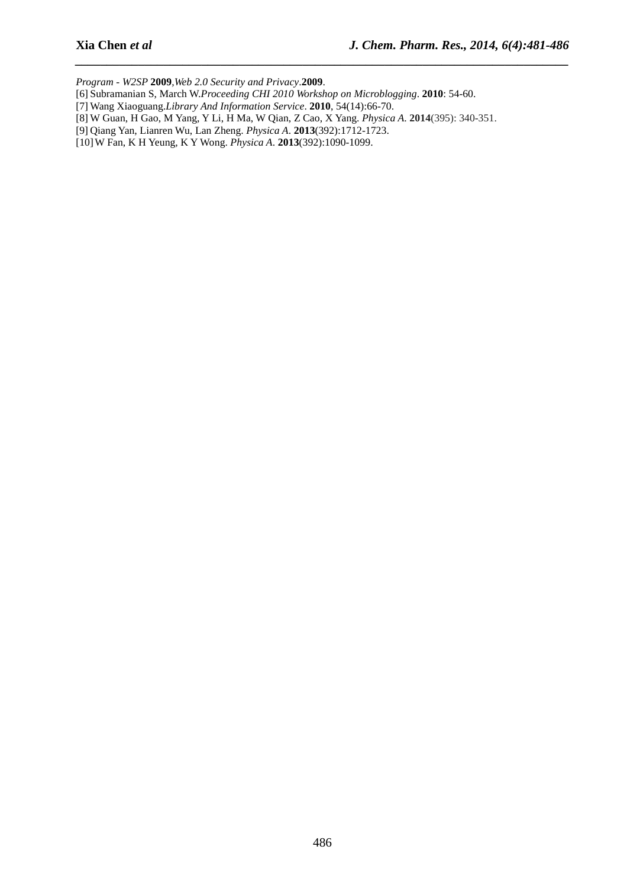*Program - W2SP* **2009**,*Web 2.0 Security and Privacy*.**2009**.

[6] Subramanian S, March W.*Proceeding CHI 2010 Workshop on Microblogging*. **2010**: 54-60.

[7] Wang Xiaoguang.*Library And Information Service*. **2010**, 54(14):66-70.

[8] W Guan, H Gao, M Yang, Y Li, H Ma, W Qian, Z Cao, X Yang. *Physica A*. **2014**(395): 340-351.

[9] Qiang Yan, Lianren Wu, Lan Zheng. *Physica A*. **2013**(392):1712-1723.

[10] W Fan, K H Yeung, K Y Wong. *Physica A*. **2013**(392):1090-1099.